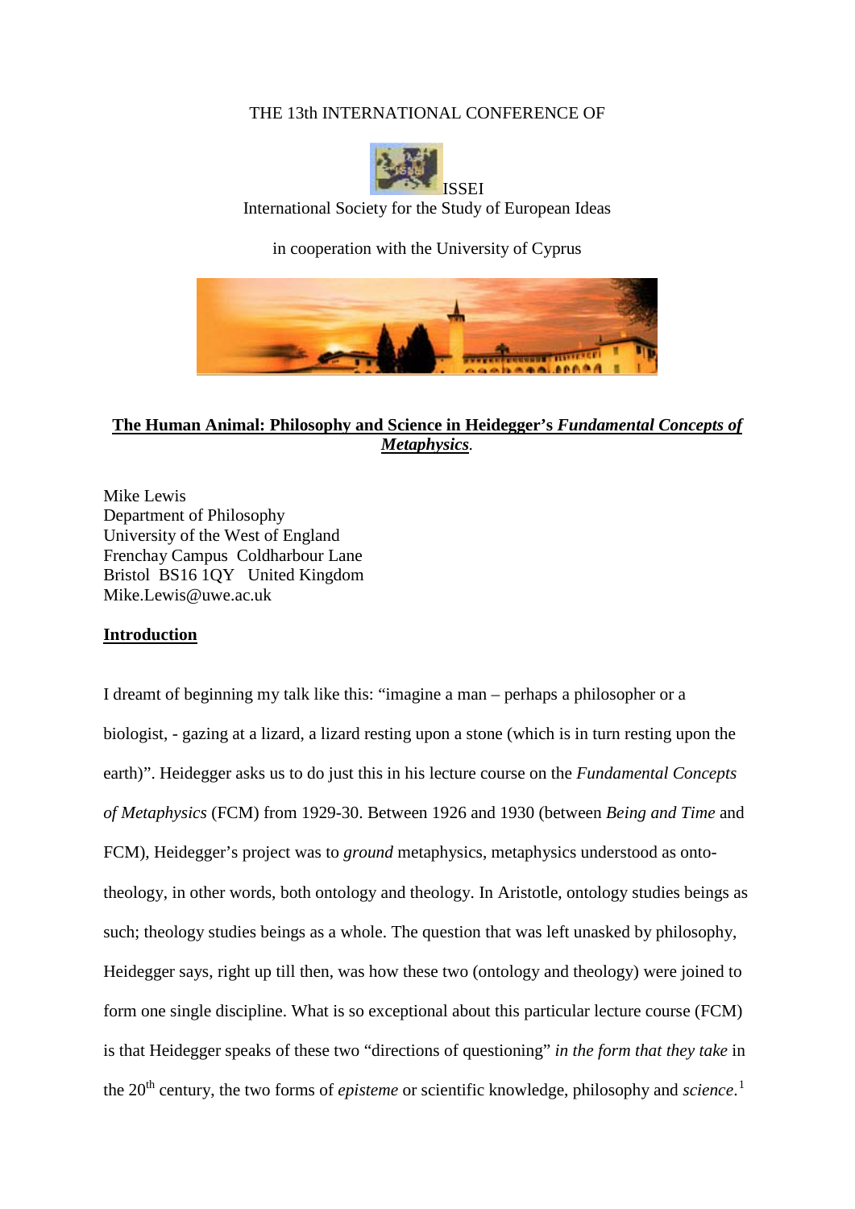THE 13th INTERNATIONAL CONFERENCE OF

ISSEI

International Society for the Study of European Ideas

in cooperation with the University of Cyprus

## The Human Animal: Philosophy and Science in Heidegger's *Fundamental Concepts of Metaphysics*.

Mike Lewis
Department of Philosophy
University of the West of England
Frenchay Campus Coldharbour Lane
Bristol BS16 1QY United Kingdom
Mike.Lewis@uwe.ac.uk

### Introduction

I dreamt of beginning my talk like this: "imagine a man – perhaps a philosopher or a biologist, - gazing at a lizard, a lizard resting upon a stone (which is in turn resting upon the earth)". Heidegger asks us to do just this in his lecture course on the *Fundamental Concepts of Metaphysics* (FCM) from 1929-30. Between 1926 and 1930 (between *Being and Time* and FCM), Heidegger's project was to *ground* metaphysics, metaphysics understood as onto-theology, in other words, both ontology and theology. In Aristotle, ontology studies beings as such; theology studies beings as a whole. The question that was left unasked by philosophy, Heidegger says, right up till then, was how these two (ontology and theology) were joined to form one single discipline. What is so exceptional about this particular lecture course (FCM) is that Heidegger speaks of these two "directions of questioning" *in the form that they take* in the 20th century, the two forms of *episteme* or scientific knowledge, philosophy and *science*.[1]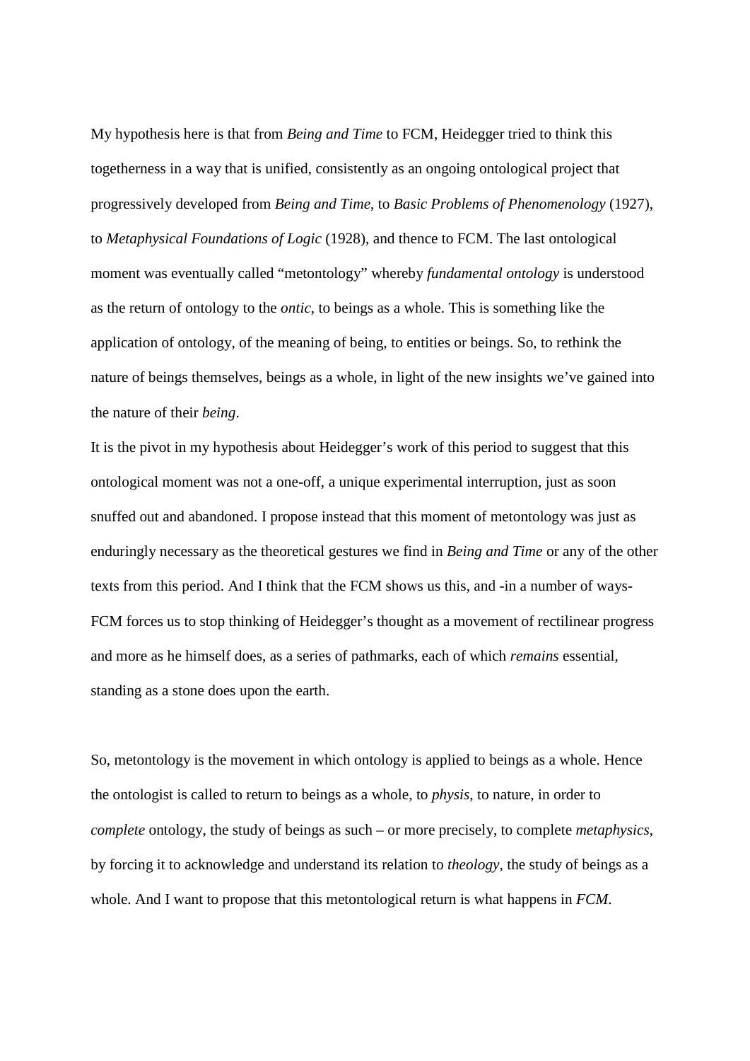My hypothesis here is that from *Being and Time* to FCM, Heidegger tried to think this togetherness in a way that is unified, consistently as an ongoing ontological project that progressively developed from *Being and Time*, to *Basic Problems of Phenomenology* (1927), to *Metaphysical Foundations of Logic* (1928), and thence to FCM. The last ontological moment was eventually called "metontology" whereby *fundamental ontology* is understood as the return of ontology to the *ontic*, to beings as a whole. This is something like the application of ontology, of the meaning of being, to entities or beings. So, to rethink the nature of beings themselves, beings as a whole, in light of the new insights we've gained into the nature of their *being*.

It is the pivot in my hypothesis about Heidegger's work of this period to suggest that this ontological moment was not a one-off, a unique experimental interruption, just as soon snuffed out and abandoned. I propose instead that this moment of metontology was just as enduringly necessary as the theoretical gestures we find in *Being and Time* or any of the other texts from this period. And I think that the FCM shows us this, and -in a number of ways- FCM forces us to stop thinking of Heidegger's thought as a movement of rectilinear progress and more as he himself does, as a series of pathmarks, each of which *remains* essential, standing as a stone does upon the earth.

So, metontology is the movement in which ontology is applied to beings as a whole. Hence the ontologist is called to return to beings as a whole, to *physis*, to nature, in order to *complete* ontology, the study of beings as such – or more precisely, to complete *metaphysics*, by forcing it to acknowledge and understand its relation to *theology*, the study of beings as a whole. And I want to propose that this metontological return is what happens in *FCM*.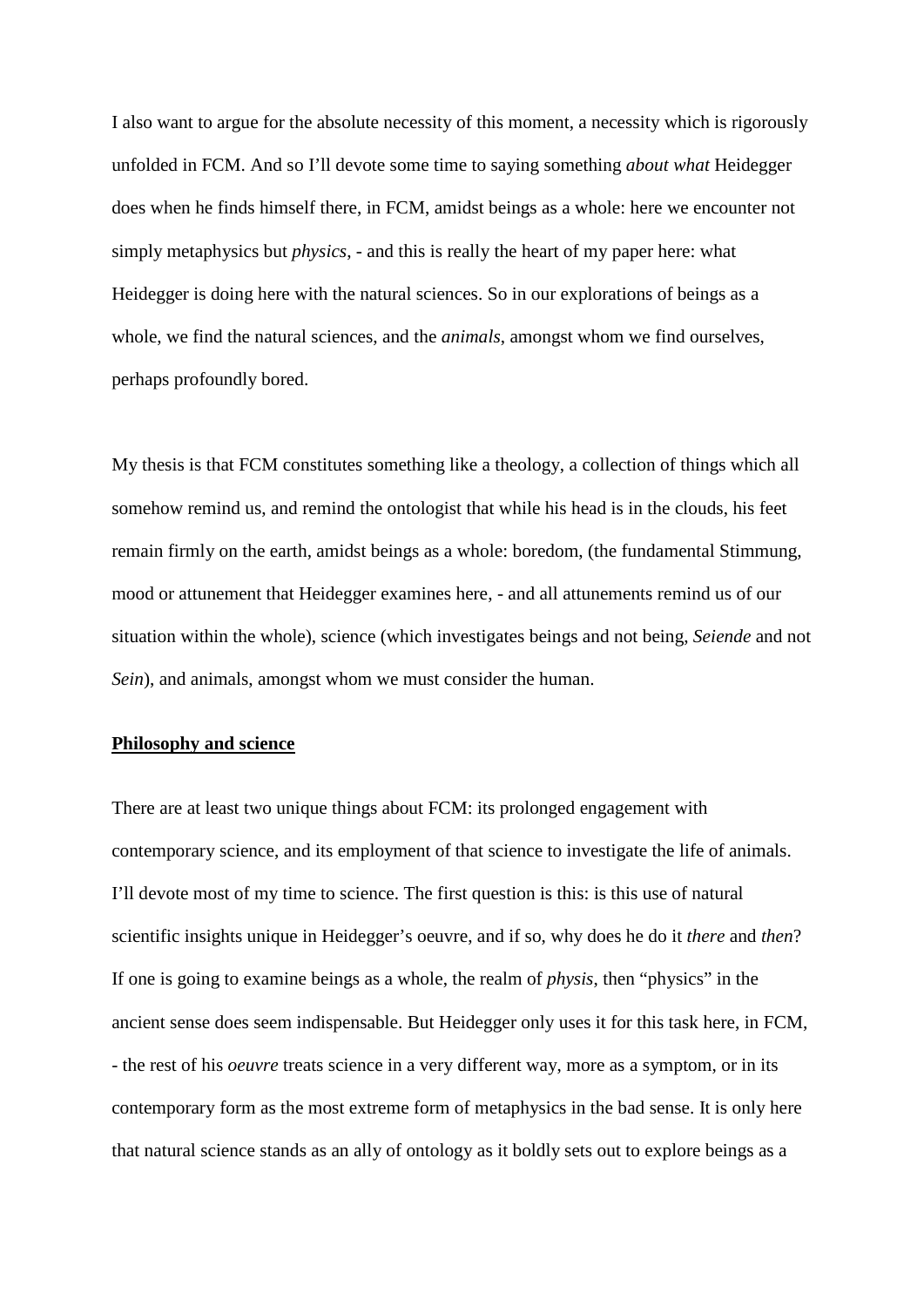I also want to argue for the absolute necessity of this moment, a necessity which is rigorously unfolded in FCM. And so I'll devote some time to saying something *about what* Heidegger does when he finds himself there, in FCM, amidst beings as a whole: here we encounter not simply metaphysics but *physics*, - and this is really the heart of my paper here: what Heidegger is doing here with the natural sciences. So in our explorations of beings as a whole, we find the natural sciences, and the *animals*, amongst whom we find ourselves, perhaps profoundly bored.

My thesis is that FCM constitutes something like a theology, a collection of things which all somehow remind us, and remind the ontologist that while his head is in the clouds, his feet remain firmly on the earth, amidst beings as a whole: boredom, (the fundamental Stimmung, mood or attunement that Heidegger examines here, - and all attunements remind us of our situation within the whole), science (which investigates beings and not being, *Seiende* and not *Sein*), and animals, amongst whom we must consider the human.

## Philosophy and science

There are at least two unique things about FCM: its prolonged engagement with contemporary science, and its employment of that science to investigate the life of animals. I'll devote most of my time to science. The first question is this: is this use of natural scientific insights unique in Heidegger's oeuvre, and if so, why does he do it *there* and *then*? If one is going to examine beings as a whole, the realm of *physis*, then "physics" in the ancient sense does seem indispensable. But Heidegger only uses it for this task here, in FCM, - the rest of his *oeuvre* treats science in a very different way, more as a symptom, or in its contemporary form as the most extreme form of metaphysics in the bad sense. It is only here that natural science stands as an ally of ontology as it boldly sets out to explore beings as a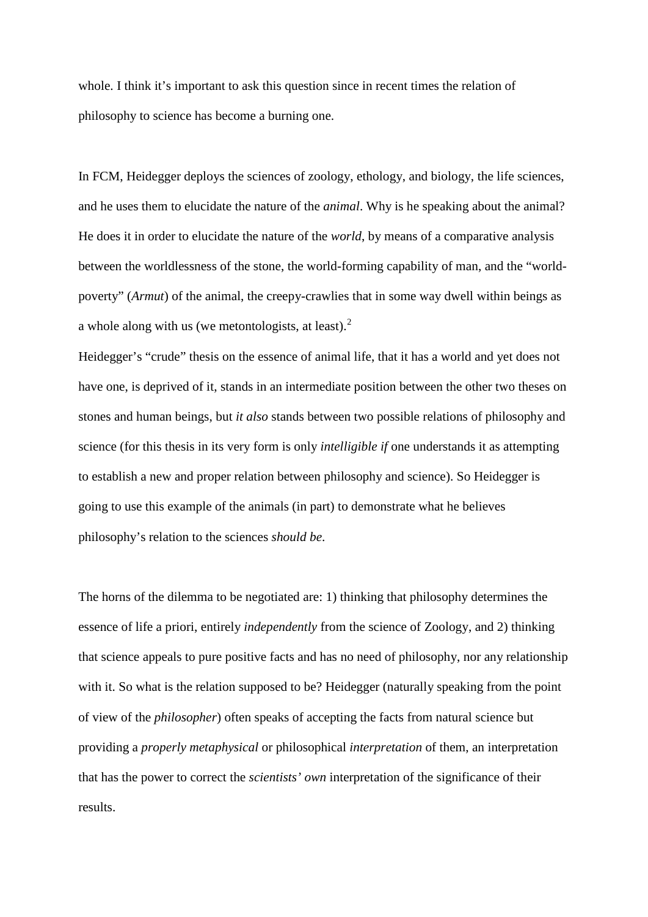whole. I think it's important to ask this question since in recent times the relation of philosophy to science has become a burning one.

In FCM, Heidegger deploys the sciences of zoology, ethology, and biology, the life sciences, and he uses them to elucidate the nature of the *animal*. Why is he speaking about the animal? He does it in order to elucidate the nature of the *world*, by means of a comparative analysis between the worldlessness of the stone, the world-forming capability of man, and the "world-poverty" (*Armut*) of the animal, the creepy-crawlies that in some way dwell within beings as a whole along with us (we metontologists, at least).[2]

Heidegger's "crude" thesis on the essence of animal life, that it has a world and yet does not have one, is deprived of it, stands in an intermediate position between the other two theses on stones and human beings, but *it also* stands between two possible relations of philosophy and science (for this thesis in its very form is only *intelligible if* one understands it as attempting to establish a new and proper relation between philosophy and science). So Heidegger is going to use this example of the animals (in part) to demonstrate what he believes philosophy's relation to the sciences *should be*.

The horns of the dilemma to be negotiated are: 1) thinking that philosophy determines the essence of life a priori, entirely *independently* from the science of Zoology, and 2) thinking that science appeals to pure positive facts and has no need of philosophy, nor any relationship with it. So what is the relation supposed to be? Heidegger (naturally speaking from the point of view of the *philosopher*) often speaks of accepting the facts from natural science but providing a *properly metaphysical* or philosophical *interpretation* of them, an interpretation that has the power to correct the *scientists' own* interpretation of the significance of their results.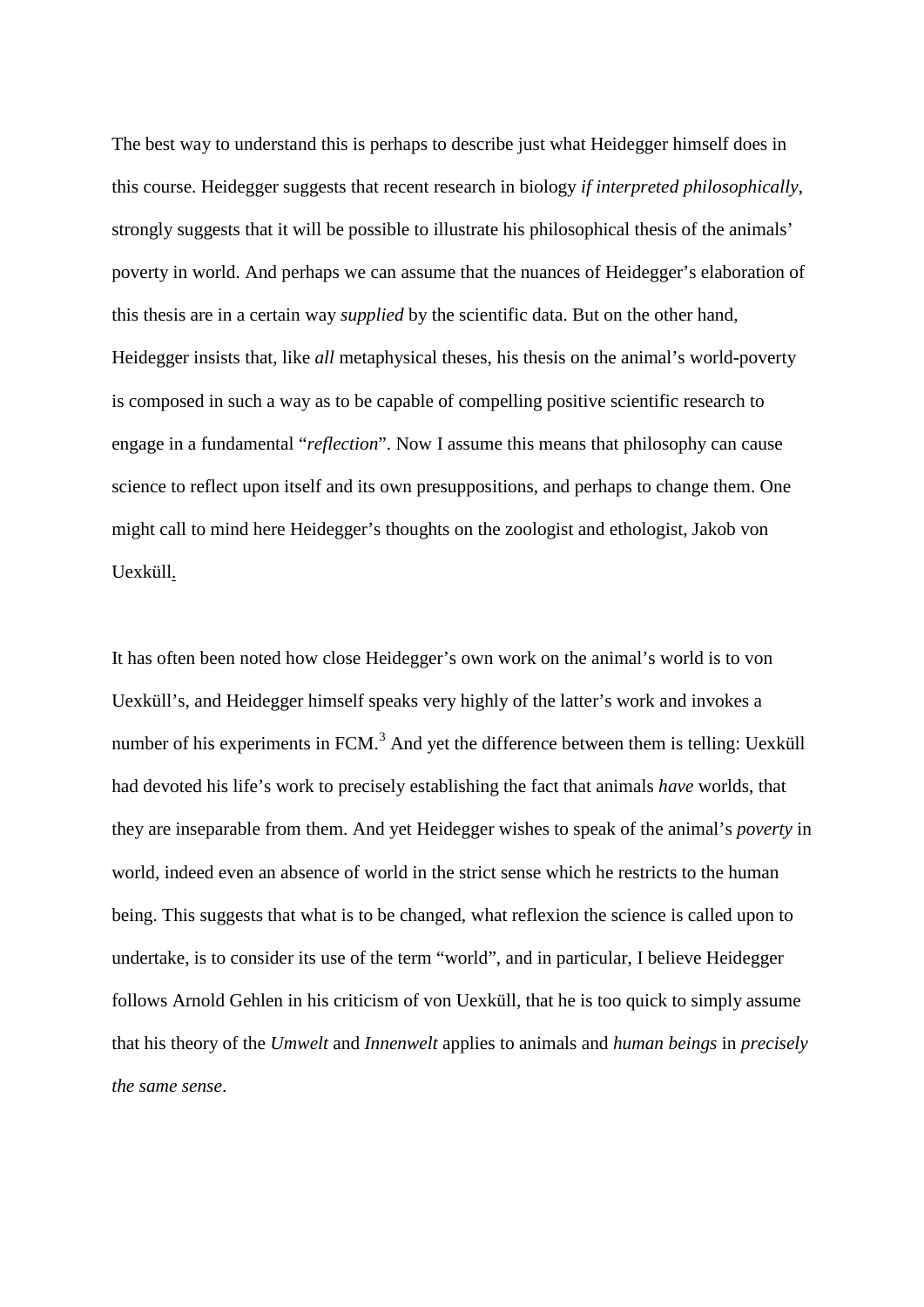The best way to understand this is perhaps to describe just what Heidegger himself does in this course. Heidegger suggests that recent research in biology *if interpreted philosophically*, strongly suggests that it will be possible to illustrate his philosophical thesis of the animals' poverty in world. And perhaps we can assume that the nuances of Heidegger's elaboration of this thesis are in a certain way *supplied* by the scientific data. But on the other hand, Heidegger insists that, like *all* metaphysical theses, his thesis on the animal's world-poverty is composed in such a way as to be capable of compelling positive scientific research to engage in a fundamental "*reflection*". Now I assume this means that philosophy can cause science to reflect upon itself and its own presuppositions, and perhaps to change them. One might call to mind here Heidegger's thoughts on the zoologist and ethologist, Jakob von Uexküll.

It has often been noted how close Heidegger's own work on the animal's world is to von Uexküll's, and Heidegger himself speaks very highly of the latter's work and invokes a number of his experiments in FCM.[3] And yet the difference between them is telling: Uexküll had devoted his life's work to precisely establishing the fact that animals *have* worlds, that they are inseparable from them. And yet Heidegger wishes to speak of the animal's *poverty* in world, indeed even an absence of world in the strict sense which he restricts to the human being. This suggests that what is to be changed, what reflexion the science is called upon to undertake, is to consider its use of the term "world", and in particular, I believe Heidegger follows Arnold Gehlen in his criticism of von Uexküll, that he is too quick to simply assume that his theory of the *Umwelt* and *Innenwelt* applies to animals and *human beings* in *precisely the same sense*.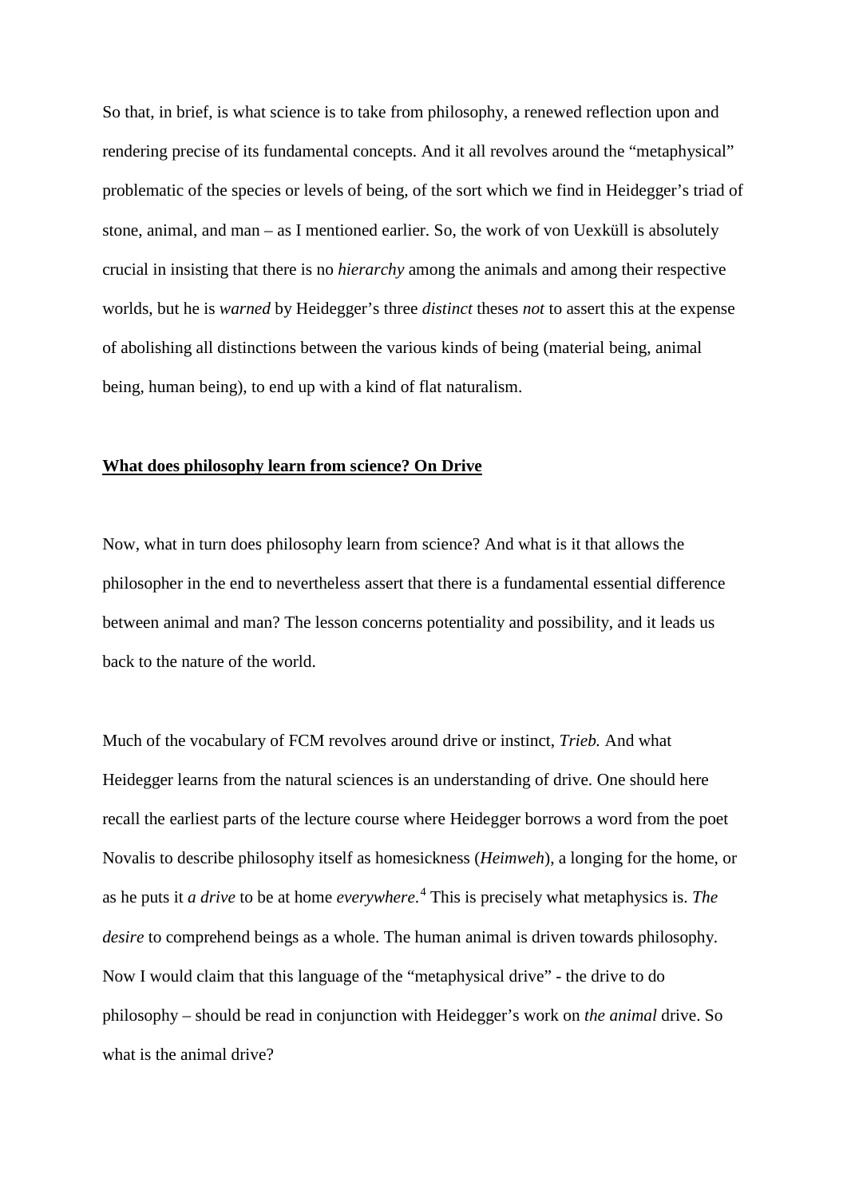So that, in brief, is what science is to take from philosophy, a renewed reflection upon and rendering precise of its fundamental concepts. And it all revolves around the "metaphysical" problematic of the species or levels of being, of the sort which we find in Heidegger's triad of stone, animal, and man – as I mentioned earlier. So, the work of von Uexküll is absolutely crucial in insisting that there is no *hierarchy* among the animals and among their respective worlds, but he is *warned* by Heidegger's three *distinct* theses *not* to assert this at the expense of abolishing all distinctions between the various kinds of being (material being, animal being, human being), to end up with a kind of flat naturalism.

## **What does philosophy learn from science? On Drive**

Now, what in turn does philosophy learn from science? And what is it that allows the philosopher in the end to nevertheless assert that there is a fundamental essential difference between animal and man? The lesson concerns potentiality and possibility, and it leads us back to the nature of the world.

Much of the vocabulary of FCM revolves around drive or instinct, *Trieb.* And what Heidegger learns from the natural sciences is an understanding of drive. One should here recall the earliest parts of the lecture course where Heidegger borrows a word from the poet Novalis to describe philosophy itself as homesickness (*Heimweh*), a longing for the home, or as he puts it *a drive* to be at home *everywhere*.[4] This is precisely what metaphysics is. *The desire* to comprehend beings as a whole. The human animal is driven towards philosophy. Now I would claim that this language of the "metaphysical drive" - the drive to do philosophy – should be read in conjunction with Heidegger's work on *the animal* drive. So what is the animal drive?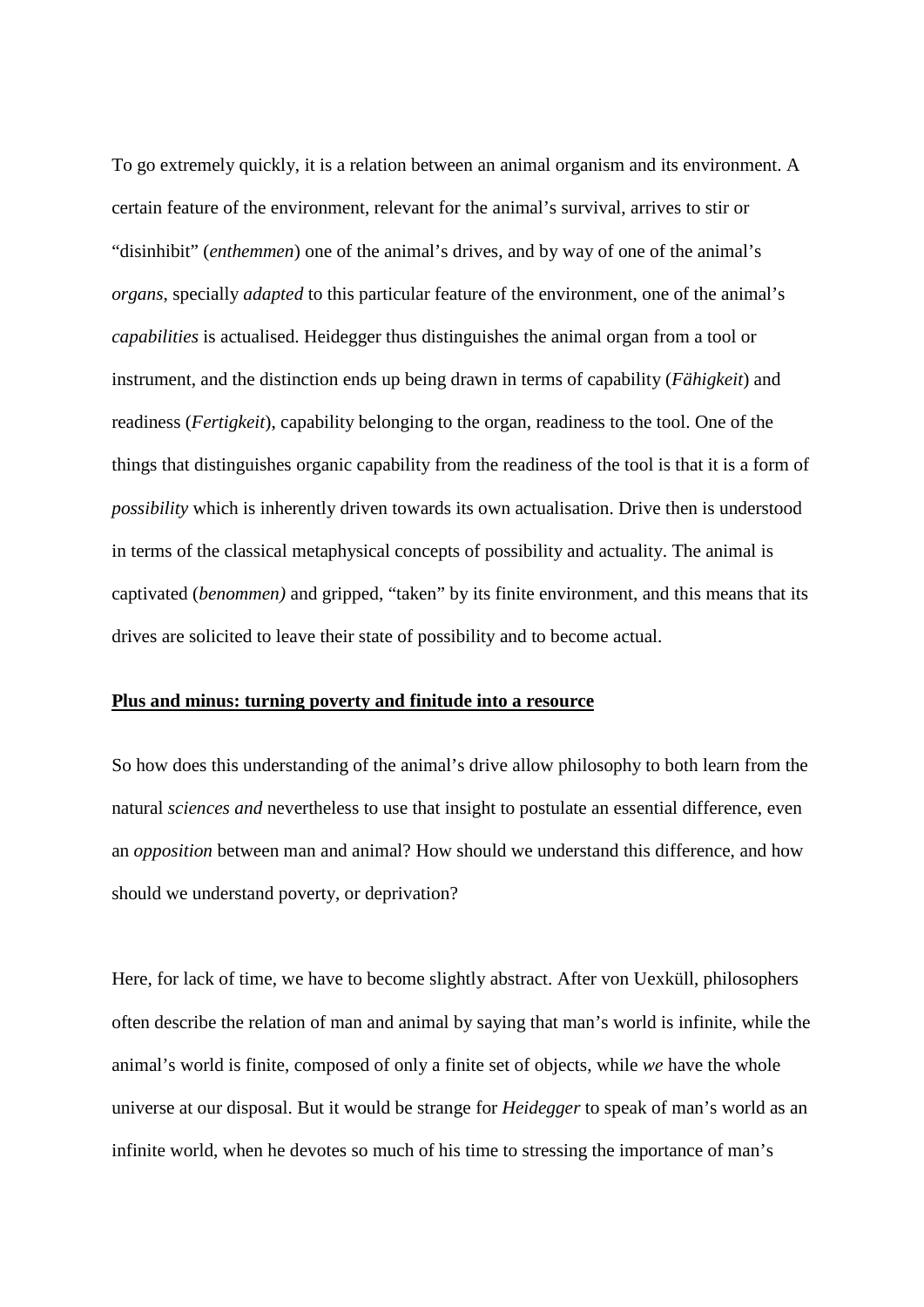To go extremely quickly, it is a relation between an animal organism and its environment. A certain feature of the environment, relevant for the animal's survival, arrives to stir or "disinhibit" (*enthemmen*) one of the animal's drives, and by way of one of the animal's *organs*, specially *adapted* to this particular feature of the environment, one of the animal's *capabilities* is actualised. Heidegger thus distinguishes the animal organ from a tool or instrument, and the distinction ends up being drawn in terms of capability (*Fähigkeit*) and readiness (*Fertigkeit*), capability belonging to the organ, readiness to the tool. One of the things that distinguishes organic capability from the readiness of the tool is that it is a form of *possibility* which is inherently driven towards its own actualisation. Drive then is understood in terms of the classical metaphysical concepts of possibility and actuality. The animal is captivated (*benommen)* and gripped, "taken" by its finite environment, and this means that its drives are solicited to leave their state of possibility and to become actual.

**Plus and minus: turning poverty and finitude into a resource**

So how does this understanding of the animal's drive allow philosophy to both learn from the natural *sciences and* nevertheless to use that insight to postulate an essential difference, even an *opposition* between man and animal? How should we understand this difference, and how should we understand poverty, or deprivation?

Here, for lack of time, we have to become slightly abstract. After von Uexküll, philosophers often describe the relation of man and animal by saying that man's world is infinite, while the animal's world is finite, composed of only a finite set of objects, while *we* have the whole universe at our disposal. But it would be strange for *Heidegger* to speak of man's world as an infinite world, when he devotes so much of his time to stressing the importance of man's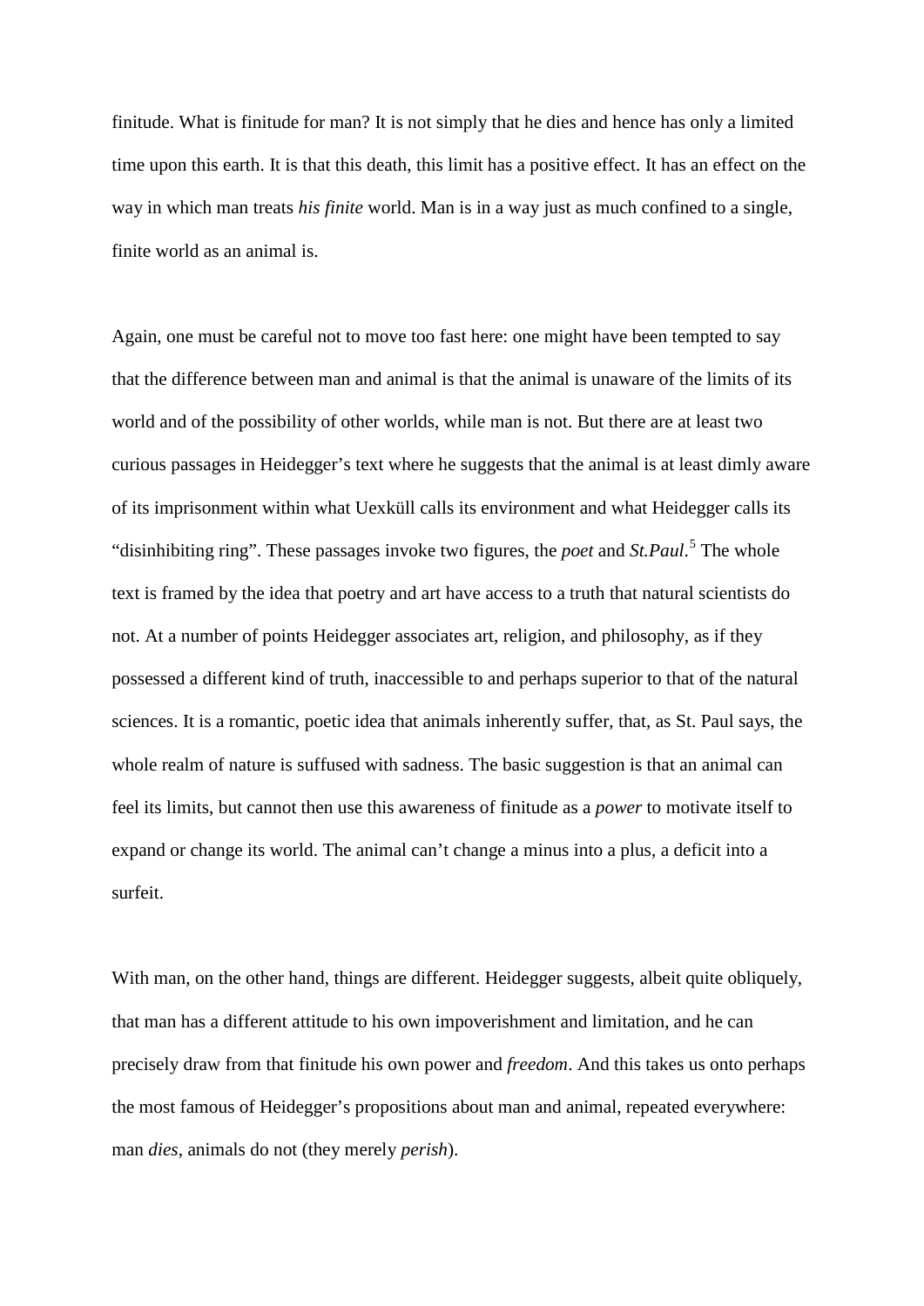finitude. What is finitude for man? It is not simply that he dies and hence has only a limited time upon this earth. It is that this death, this limit has a positive effect. It has an effect on the way in which man treats *his finite* world. Man is in a way just as much confined to a single, finite world as an animal is.

Again, one must be careful not to move too fast here: one might have been tempted to say that the difference between man and animal is that the animal is unaware of the limits of its world and of the possibility of other worlds, while man is not. But there are at least two curious passages in Heidegger's text where he suggests that the animal is at least dimly aware of its imprisonment within what Uexküll calls its environment and what Heidegger calls its "disinhibiting ring". These passages invoke two figures, the *poet* and *St.Paul*.[5] The whole text is framed by the idea that poetry and art have access to a truth that natural scientists do not. At a number of points Heidegger associates art, religion, and philosophy, as if they possessed a different kind of truth, inaccessible to and perhaps superior to that of the natural sciences. It is a romantic, poetic idea that animals inherently suffer, that, as St. Paul says, the whole realm of nature is suffused with sadness. The basic suggestion is that an animal can feel its limits, but cannot then use this awareness of finitude as a *power* to motivate itself to expand or change its world. The animal can't change a minus into a plus, a deficit into a surfeit.

With man, on the other hand, things are different. Heidegger suggests, albeit quite obliquely, that man has a different attitude to his own impoverishment and limitation, and he can precisely draw from that finitude his own power and *freedom*. And this takes us onto perhaps the most famous of Heidegger's propositions about man and animal, repeated everywhere: man *dies*, animals do not (they merely *perish*).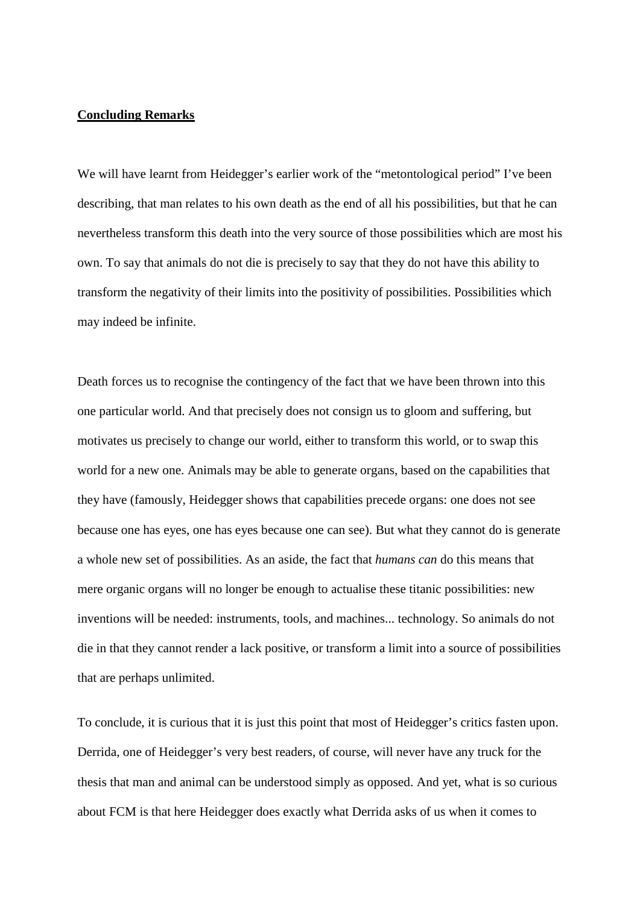## Concluding Remarks

We will have learnt from Heidegger's earlier work of the "metontological period" I've been describing, that man relates to his own death as the end of all his possibilities, but that he can nevertheless transform this death into the very source of those possibilities which are most his own. To say that animals do not die is precisely to say that they do not have this ability to transform the negativity of their limits into the positivity of possibilities. Possibilities which may indeed be infinite.

Death forces us to recognise the contingency of the fact that we have been thrown into this one particular world. And that precisely does not consign us to gloom and suffering, but motivates us precisely to change our world, either to transform this world, or to swap this world for a new one. Animals may be able to generate organs, based on the capabilities that they have (famously, Heidegger shows that capabilities precede organs: one does not see because one has eyes, one has eyes because one can see). But what they cannot do is generate a whole new set of possibilities. As an aside, the fact that *humans can* do this means that mere organic organs will no longer be enough to actualise these titanic possibilities: new inventions will be needed: instruments, tools, and machines... technology. So animals do not die in that they cannot render a lack positive, or transform a limit into a source of possibilities that are perhaps unlimited.

To conclude, it is curious that it is just this point that most of Heidegger's critics fasten upon. Derrida, one of Heidegger's very best readers, of course, will never have any truck for the thesis that man and animal can be understood simply as opposed. And yet, what is so curious about FCM is that here Heidegger does exactly what Derrida asks of us when it comes to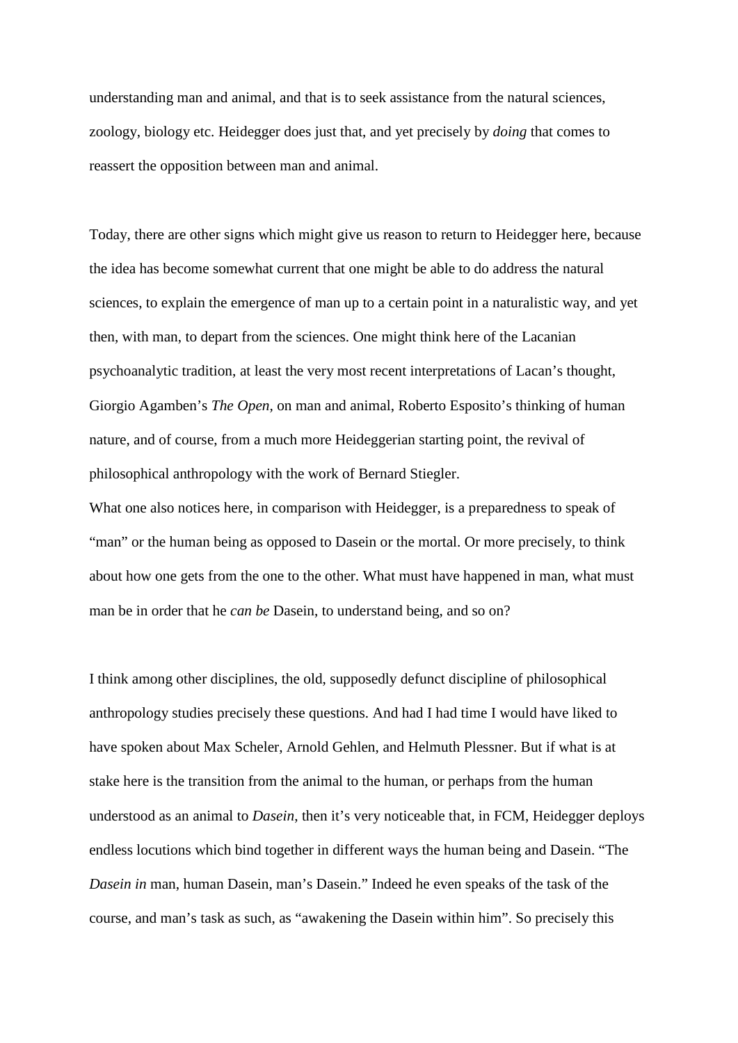understanding man and animal, and that is to seek assistance from the natural sciences, zoology, biology etc. Heidegger does just that, and yet precisely by *doing* that comes to reassert the opposition between man and animal.

Today, there are other signs which might give us reason to return to Heidegger here, because the idea has become somewhat current that one might be able to do address the natural sciences, to explain the emergence of man up to a certain point in a naturalistic way, and yet then, with man, to depart from the sciences. One might think here of the Lacanian psychoanalytic tradition, at least the very most recent interpretations of Lacan's thought, Giorgio Agamben's *The Open*, on man and animal, Roberto Esposito's thinking of human nature, and of course, from a much more Heideggerian starting point, the revival of philosophical anthropology with the work of Bernard Stiegler.

What one also notices here, in comparison with Heidegger, is a preparedness to speak of "man" or the human being as opposed to Dasein or the mortal. Or more precisely, to think about how one gets from the one to the other. What must have happened in man, what must man be in order that he *can be* Dasein, to understand being, and so on?

I think among other disciplines, the old, supposedly defunct discipline of philosophical anthropology studies precisely these questions. And had I had time I would have liked to have spoken about Max Scheler, Arnold Gehlen, and Helmuth Plessner. But if what is at stake here is the transition from the animal to the human, or perhaps from the human understood as an animal to *Dasein*, then it's very noticeable that, in FCM, Heidegger deploys endless locutions which bind together in different ways the human being and Dasein. "The *Dasein in* man, human Dasein, man's Dasein." Indeed he even speaks of the task of the course, and man's task as such, as "awakening the Dasein within him". So precisely this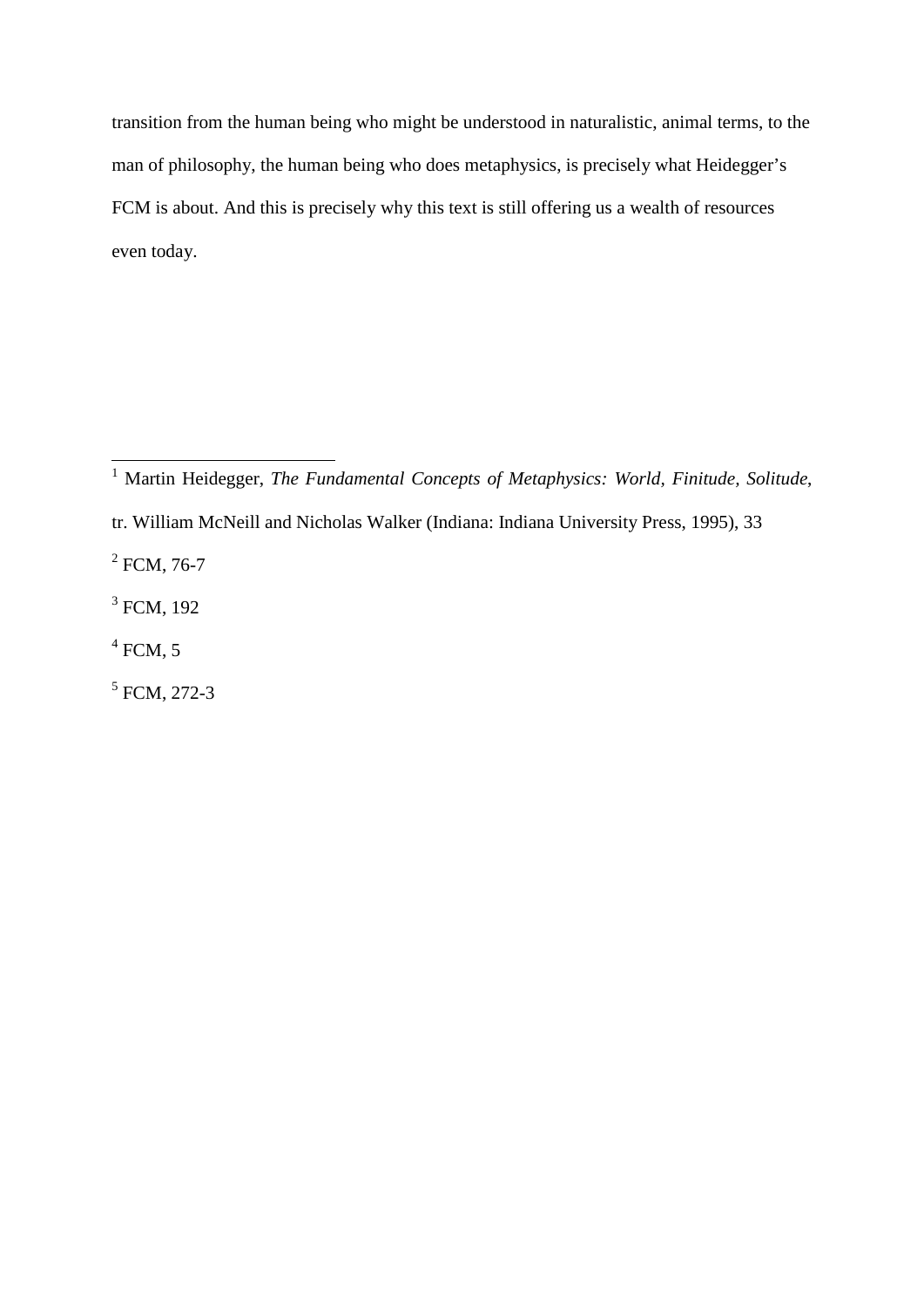transition from the human being who might be understood in naturalistic, animal terms, to the man of philosophy, the human being who does metaphysics, is precisely what Heidegger's FCM is about. And this is precisely why this text is still offering us a wealth of resources even today.

---

[1] Martin Heidegger, *The Fundamental Concepts of Metaphysics: World, Finitude, Solitude*, tr. William McNeill and Nicholas Walker (Indiana: Indiana University Press, 1995), 33

[2] FCM, 76-7

[3] FCM, 192

[4] FCM, 5

[5] FCM, 272-3